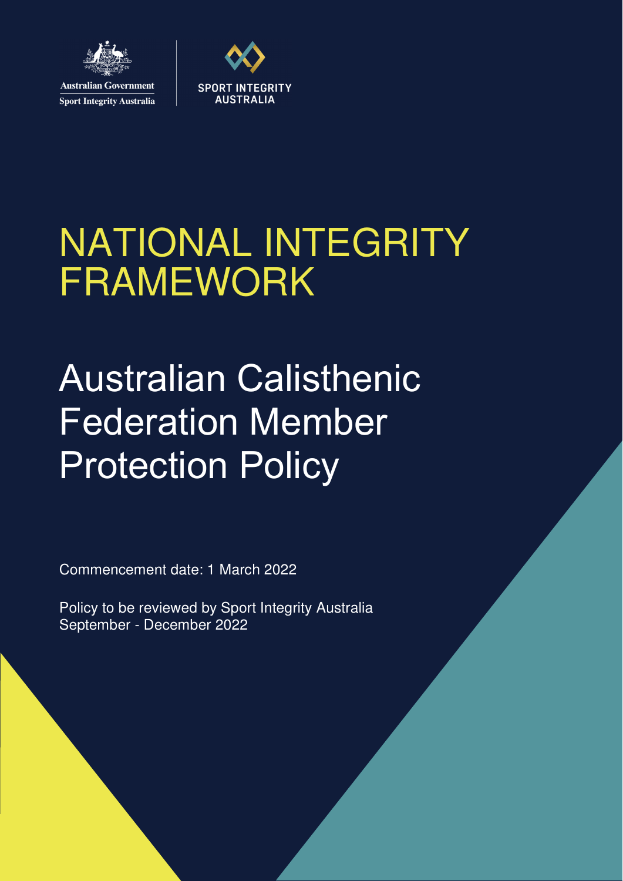Australian Government
Sport Integrity Australia

SPORT INTEGRITY AUSTRALIA

# NATIONAL INTEGRITY FRAMEWORK

# Australian Calisthenic Federation Member Protection Policy

Commencement date: 1 March 2022

Policy to be reviewed by Sport Integrity Australia September - December 2022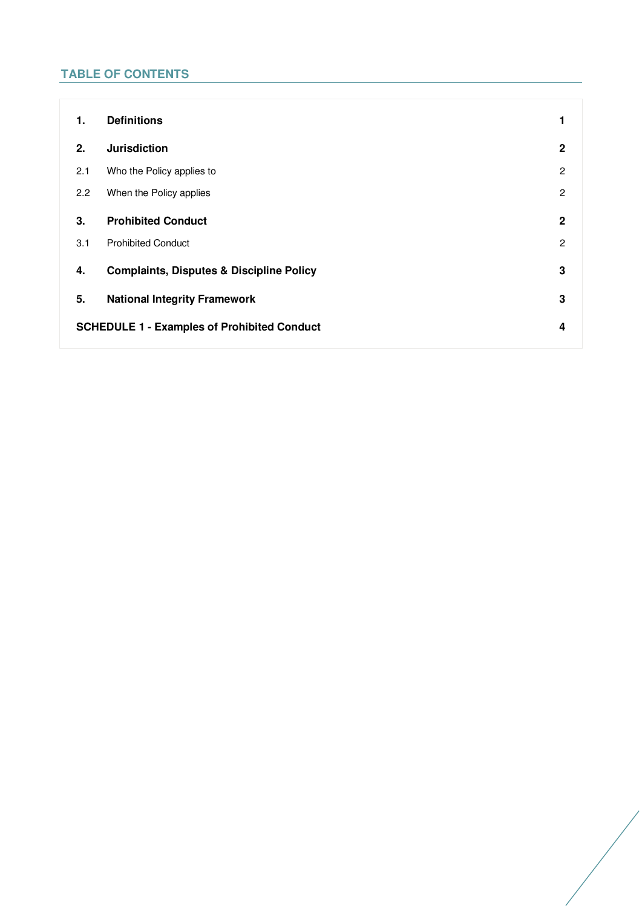## TABLE OF CONTENTS

| | | |
|---|---|---|
| **1.** | **Definitions** | **1** |
| **2.** | **Jurisdiction** | **2** |
| 2.1 | Who the Policy applies to | 2 |
| 2.2 | When the Policy applies | 2 |
| **3.** | **Prohibited Conduct** | **2** |
| 3.1 | Prohibited Conduct | 2 |
| **4.** | **Complaints, Disputes & Discipline Policy** | **3** |
| **5.** | **National Integrity Framework** | **3** |
| **SCHEDULE 1 - Examples of Prohibited Conduct** | | **4** |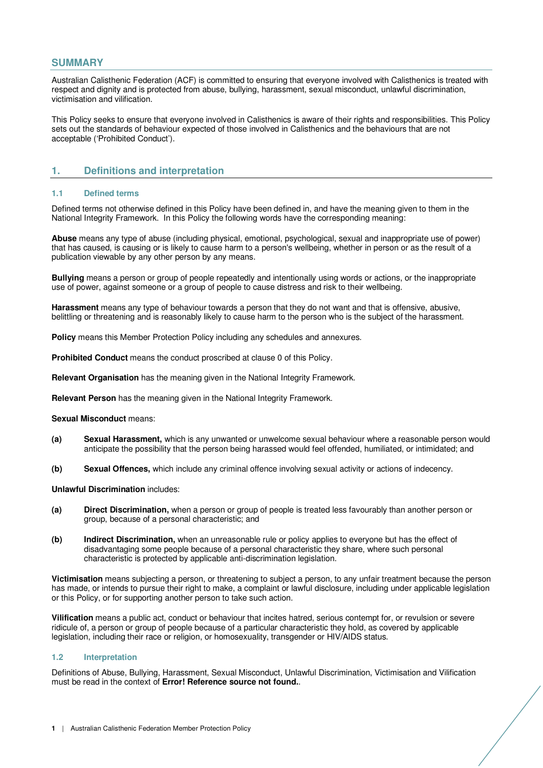## SUMMARY

Australian Calisthenic Federation (ACF) is committed to ensuring that everyone involved with Calisthenics is treated with respect and dignity and is protected from abuse, bullying, harassment, sexual misconduct, unlawful discrimination, victimisation and vilification.

This Policy seeks to ensure that everyone involved in Calisthenics is aware of their rights and responsibilities. This Policy sets out the standards of behaviour expected of those involved in Calisthenics and the behaviours that are not acceptable ('Prohibited Conduct').

## 1. Definitions and interpretation

### 1.1 Defined terms

Defined terms not otherwise defined in this Policy have been defined in, and have the meaning given to them in the National Integrity Framework. In this Policy the following words have the corresponding meaning:

**Abuse** means any type of abuse (including physical, emotional, psychological, sexual and inappropriate use of power) that has caused, is causing or is likely to cause harm to a person's wellbeing, whether in person or as the result of a publication viewable by any other person by any means.

**Bullying** means a person or group of people repeatedly and intentionally using words or actions, or the inappropriate use of power, against someone or a group of people to cause distress and risk to their wellbeing.

**Harassment** means any type of behaviour towards a person that they do not want and that is offensive, abusive, belittling or threatening and is reasonably likely to cause harm to the person who is the subject of the harassment.

**Policy** means this Member Protection Policy including any schedules and annexures.

**Prohibited Conduct** means the conduct proscribed at clause 0 of this Policy.

**Relevant Organisation** has the meaning given in the National Integrity Framework.

**Relevant Person** has the meaning given in the National Integrity Framework.

**Sexual Misconduct** means:

**(a)** **Sexual Harassment,** which is any unwanted or unwelcome sexual behaviour where a reasonable person would anticipate the possibility that the person being harassed would feel offended, humiliated, or intimidated; and

**(b)** **Sexual Offences,** which include any criminal offence involving sexual activity or actions of indecency.

**Unlawful Discrimination** includes:

**(a)** **Direct Discrimination,** when a person or group of people is treated less favourably than another person or group, because of a personal characteristic; and

**(b)** **Indirect Discrimination,** when an unreasonable rule or policy applies to everyone but has the effect of disadvantaging some people because of a personal characteristic they share, where such personal characteristic is protected by applicable anti-discrimination legislation.

**Victimisation** means subjecting a person, or threatening to subject a person, to any unfair treatment because the person has made, or intends to pursue their right to make, a complaint or lawful disclosure, including under applicable legislation or this Policy, or for supporting another person to take such action.

**Vilification** means a public act, conduct or behaviour that incites hatred, serious contempt for, or revulsion or severe ridicule of, a person or group of people because of a particular characteristic they hold, as covered by applicable legislation, including their race or religion, or homosexuality, transgender or HIV/AIDS status.

### 1.2 Interpretation

Definitions of Abuse, Bullying, Harassment, Sexual Misconduct, Unlawful Discrimination, Victimisation and Vilification must be read in the context of **Error! Reference source not found.**.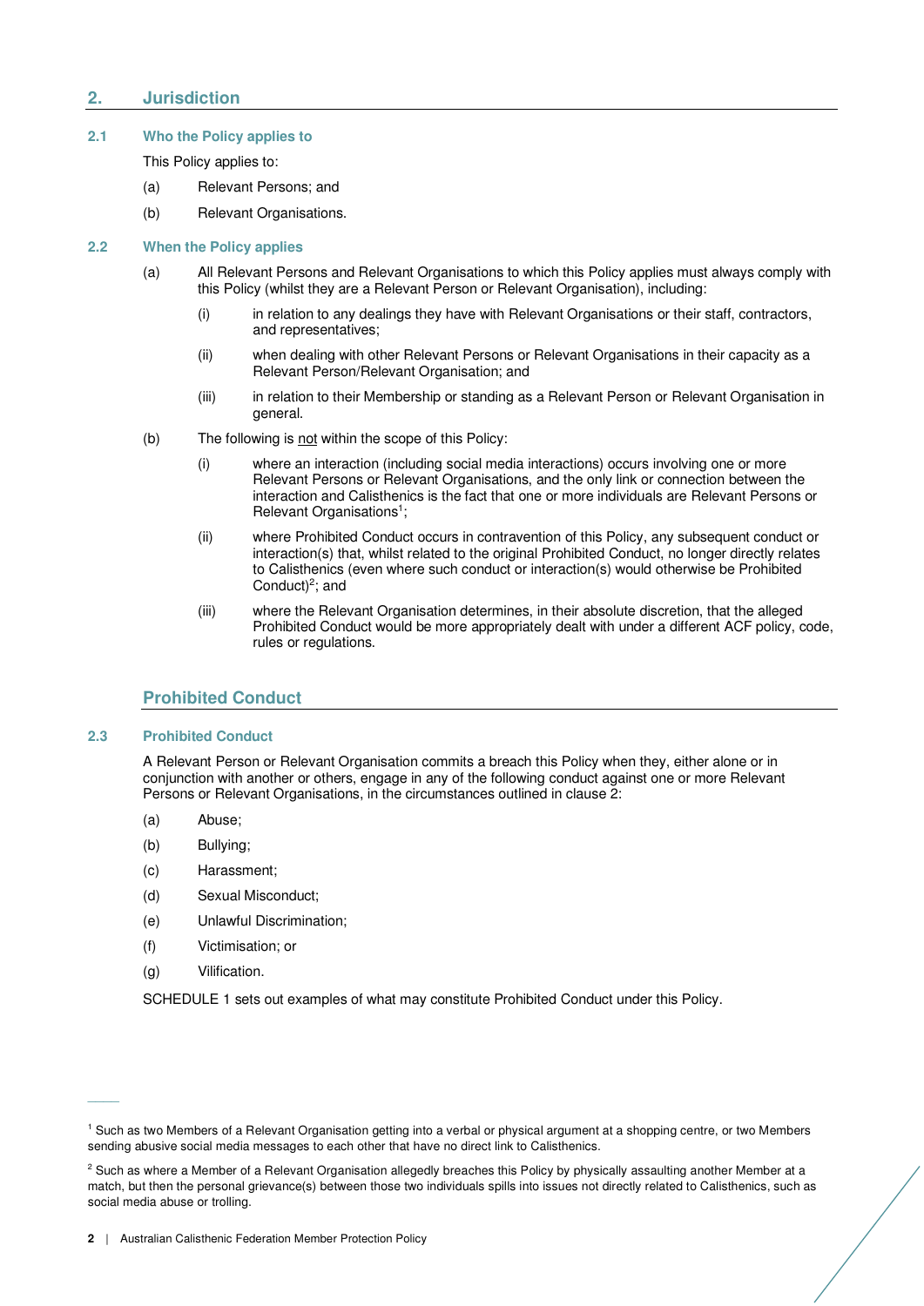## 2. Jurisdiction

### 2.1 Who the Policy applies to

This Policy applies to:

(a) Relevant Persons; and

(b) Relevant Organisations.

### 2.2 When the Policy applies

(a) All Relevant Persons and Relevant Organisations to which this Policy applies must always comply with this Policy (whilst they are a Relevant Person or Relevant Organisation), including:

(i) in relation to any dealings they have with Relevant Organisations or their staff, contractors, and representatives;

(ii) when dealing with other Relevant Persons or Relevant Organisations in their capacity as a Relevant Person/Relevant Organisation; and

(iii) in relation to their Membership or standing as a Relevant Person or Relevant Organisation in general.

(b) The following is <u>not</u> within the scope of this Policy:

(i) where an interaction (including social media interactions) occurs involving one or more Relevant Persons or Relevant Organisations, and the only link or connection between the interaction and Calisthenics is the fact that one or more individuals are Relevant Persons or Relevant Organisations[1];

(ii) where Prohibited Conduct occurs in contravention of this Policy, any subsequent conduct or interaction(s) that, whilst related to the original Prohibited Conduct, no longer directly relates to Calisthenics (even where such conduct or interaction(s) would otherwise be Prohibited Conduct)[2]; and

(iii) where the Relevant Organisation determines, in their absolute discretion, that the alleged Prohibited Conduct would be more appropriately dealt with under a different ACF policy, code, rules or regulations.

## Prohibited Conduct

### 2.3 Prohibited Conduct

A Relevant Person or Relevant Organisation commits a breach this Policy when they, either alone or in conjunction with another or others, engage in any of the following conduct against one or more Relevant Persons or Relevant Organisations, in the circumstances outlined in clause 2:

(a) Abuse;

(b) Bullying;

(c) Harassment;

(d) Sexual Misconduct;

(e) Unlawful Discrimination;

(f) Victimisation; or

(g) Vilification.

SCHEDULE 1 sets out examples of what may constitute Prohibited Conduct under this Policy.

---

[1] Such as two Members of a Relevant Organisation getting into a verbal or physical argument at a shopping centre, or two Members sending abusive social media messages to each other that have no direct link to Calisthenics.

[2] Such as where a Member of a Relevant Organisation allegedly breaches this Policy by physically assaulting another Member at a match, but then the personal grievance(s) between those two individuals spills into issues not directly related to Calisthenics, such as social media abuse or trolling.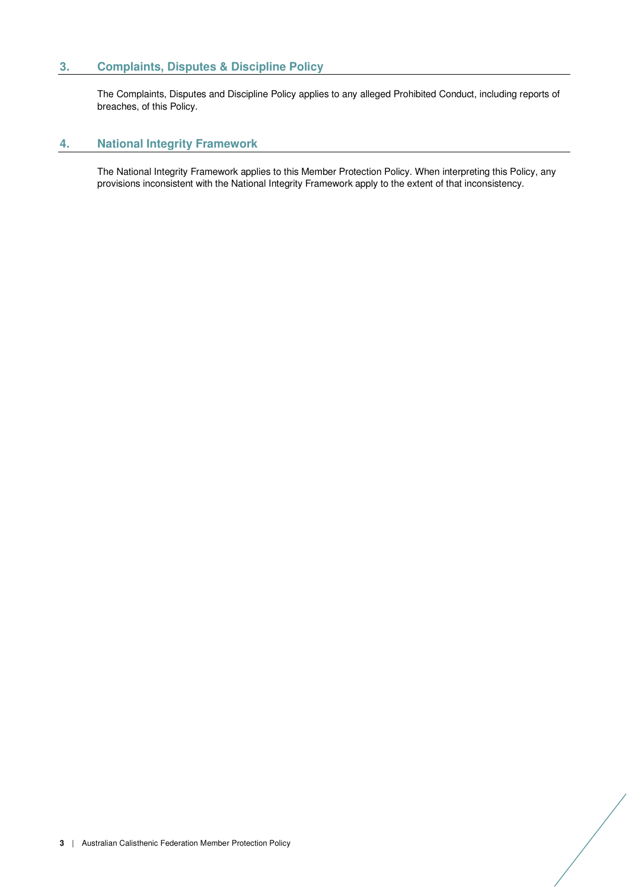## 3. Complaints, Disputes & Discipline Policy

The Complaints, Disputes and Discipline Policy applies to any alleged Prohibited Conduct, including reports of breaches, of this Policy.

## 4. National Integrity Framework

The National Integrity Framework applies to this Member Protection Policy. When interpreting this Policy, any provisions inconsistent with the National Integrity Framework apply to the extent of that inconsistency.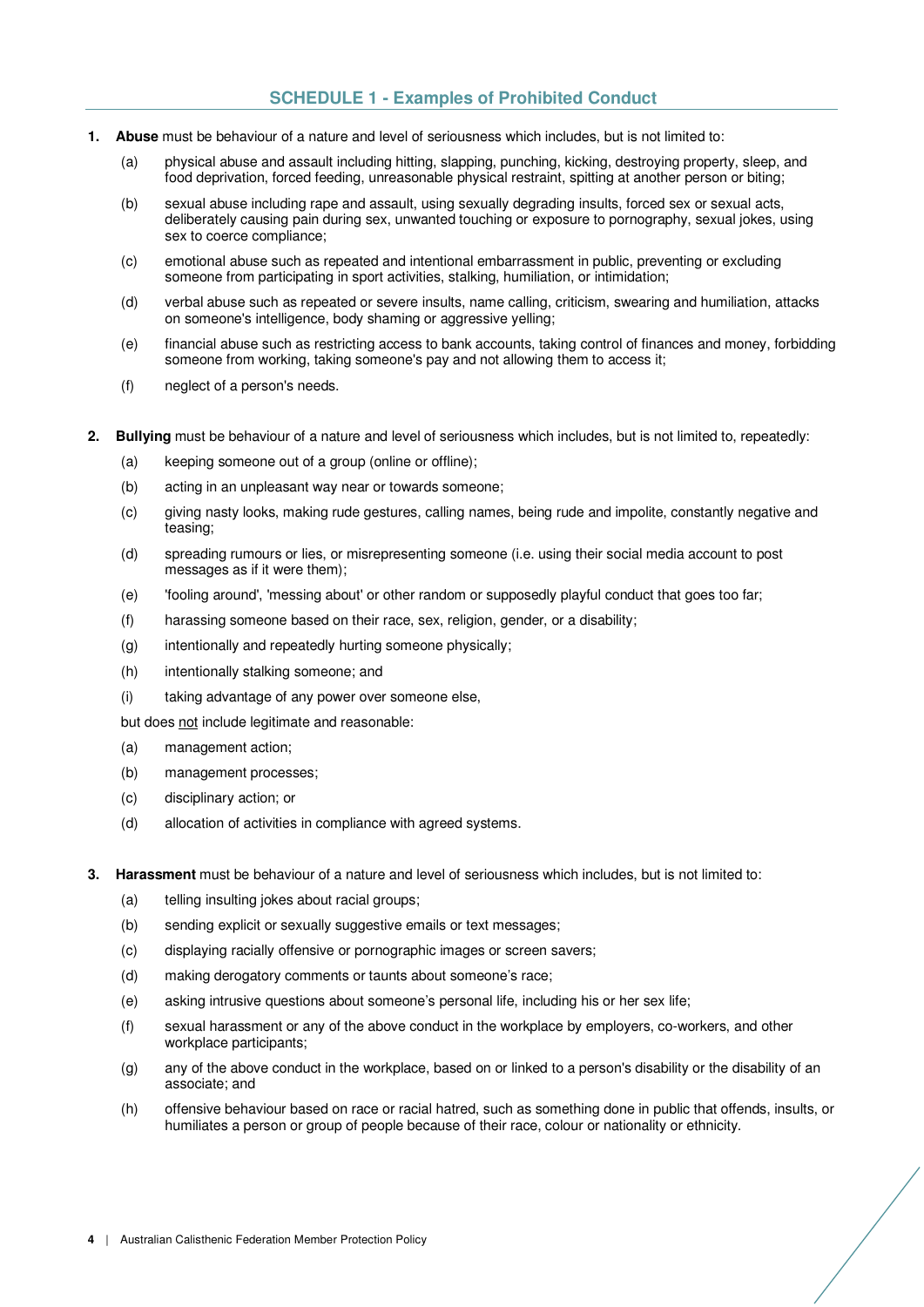## SCHEDULE 1 - Examples of Prohibited Conduct

1. **Abuse** must be behaviour of a nature and level of seriousness which includes, but is not limited to:

   (a) physical abuse and assault including hitting, slapping, punching, kicking, destroying property, sleep, and food deprivation, forced feeding, unreasonable physical restraint, spitting at another person or biting;

   (b) sexual abuse including rape and assault, using sexually degrading insults, forced sex or sexual acts, deliberately causing pain during sex, unwanted touching or exposure to pornography, sexual jokes, using sex to coerce compliance;

   (c) emotional abuse such as repeated and intentional embarrassment in public, preventing or excluding someone from participating in sport activities, stalking, humiliation, or intimidation;

   (d) verbal abuse such as repeated or severe insults, name calling, criticism, swearing and humiliation, attacks on someone's intelligence, body shaming or aggressive yelling;

   (e) financial abuse such as restricting access to bank accounts, taking control of finances and money, forbidding someone from working, taking someone's pay and not allowing them to access it;

   (f) neglect of a person's needs.

2. **Bullying** must be behaviour of a nature and level of seriousness which includes, but is not limited to, repeatedly:

   (a) keeping someone out of a group (online or offline);

   (b) acting in an unpleasant way near or towards someone;

   (c) giving nasty looks, making rude gestures, calling names, being rude and impolite, constantly negative and teasing;

   (d) spreading rumours or lies, or misrepresenting someone (i.e. using their social media account to post messages as if it were them);

   (e) 'fooling around', 'messing about' or other random or supposedly playful conduct that goes too far;

   (f) harassing someone based on their race, sex, religion, gender, or a disability;

   (g) intentionally and repeatedly hurting someone physically;

   (h) intentionally stalking someone; and

   (i) taking advantage of any power over someone else,

   but does not include legitimate and reasonable:

   (a) management action;

   (b) management processes;

   (c) disciplinary action; or

   (d) allocation of activities in compliance with agreed systems.

3. **Harassment** must be behaviour of a nature and level of seriousness which includes, but is not limited to:

   (a) telling insulting jokes about racial groups;

   (b) sending explicit or sexually suggestive emails or text messages;

   (c) displaying racially offensive or pornographic images or screen savers;

   (d) making derogatory comments or taunts about someone's race;

   (e) asking intrusive questions about someone's personal life, including his or her sex life;

   (f) sexual harassment or any of the above conduct in the workplace by employers, co-workers, and other workplace participants;

   (g) any of the above conduct in the workplace, based on or linked to a person's disability or the disability of an associate; and

   (h) offensive behaviour based on race or racial hatred, such as something done in public that offends, insults, or humiliates a person or group of people because of their race, colour or nationality or ethnicity.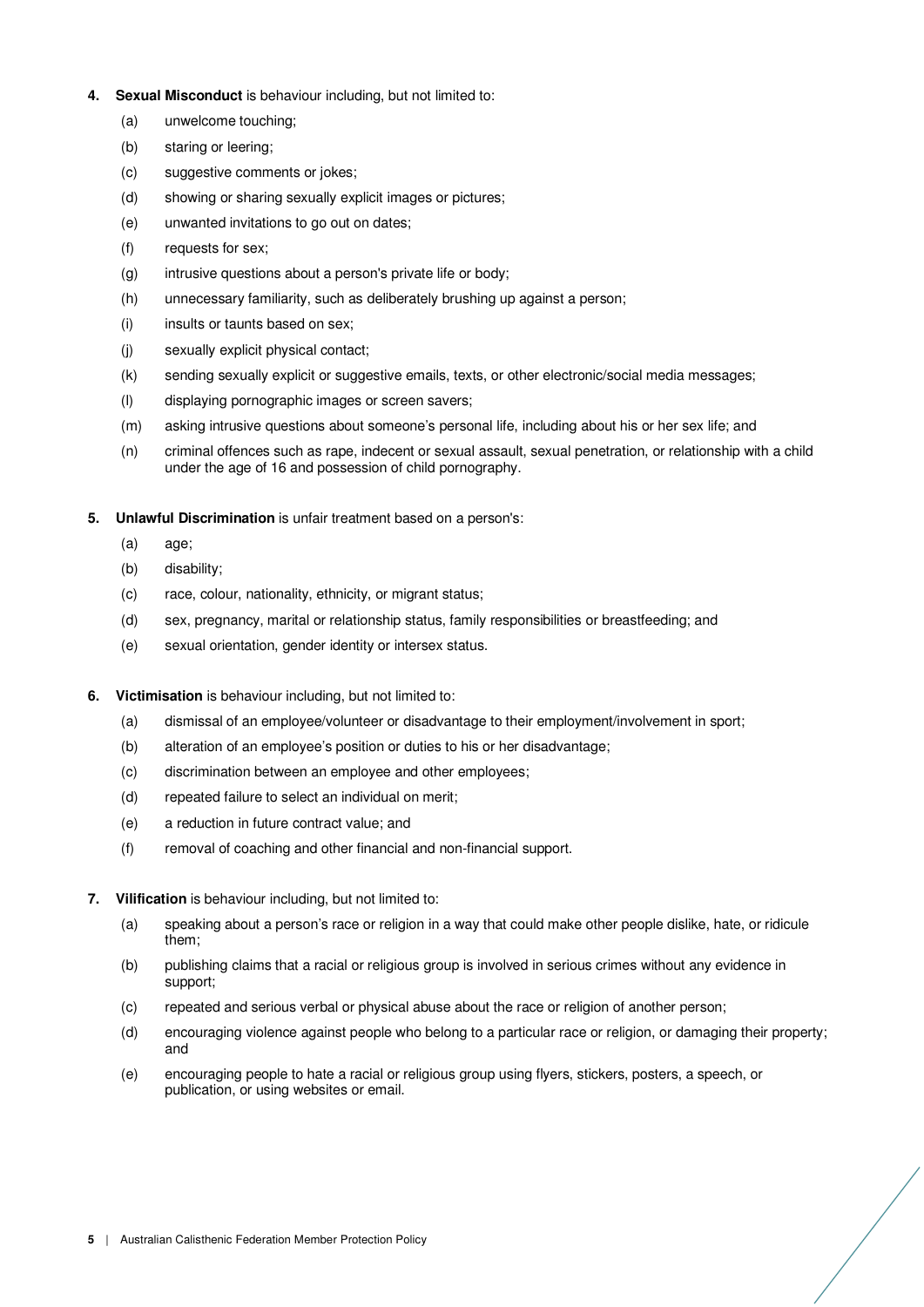4. **Sexual Misconduct** is behaviour including, but not limited to:
   (a) unwelcome touching;
   (b) staring or leering;
   (c) suggestive comments or jokes;
   (d) showing or sharing sexually explicit images or pictures;
   (e) unwanted invitations to go out on dates;
   (f) requests for sex;
   (g) intrusive questions about a person's private life or body;
   (h) unnecessary familiarity, such as deliberately brushing up against a person;
   (i) insults or taunts based on sex;
   (j) sexually explicit physical contact;
   (k) sending sexually explicit or suggestive emails, texts, or other electronic/social media messages;
   (l) displaying pornographic images or screen savers;
   (m) asking intrusive questions about someone's personal life, including about his or her sex life; and
   (n) criminal offences such as rape, indecent or sexual assault, sexual penetration, or relationship with a child under the age of 16 and possession of child pornography.

5. **Unlawful Discrimination** is unfair treatment based on a person's:
   (a) age;
   (b) disability;
   (c) race, colour, nationality, ethnicity, or migrant status;
   (d) sex, pregnancy, marital or relationship status, family responsibilities or breastfeeding; and
   (e) sexual orientation, gender identity or intersex status.

6. **Victimisation** is behaviour including, but not limited to:
   (a) dismissal of an employee/volunteer or disadvantage to their employment/involvement in sport;
   (b) alteration of an employee's position or duties to his or her disadvantage;
   (c) discrimination between an employee and other employees;
   (d) repeated failure to select an individual on merit;
   (e) a reduction in future contract value; and
   (f) removal of coaching and other financial and non-financial support.

7. **Vilification** is behaviour including, but not limited to:
   (a) speaking about a person's race or religion in a way that could make other people dislike, hate, or ridicule them;
   (b) publishing claims that a racial or religious group is involved in serious crimes without any evidence in support;
   (c) repeated and serious verbal or physical abuse about the race or religion of another person;
   (d) encouraging violence against people who belong to a particular race or religion, or damaging their property; and
   (e) encouraging people to hate a racial or religious group using flyers, stickers, posters, a speech, or publication, or using websites or email.